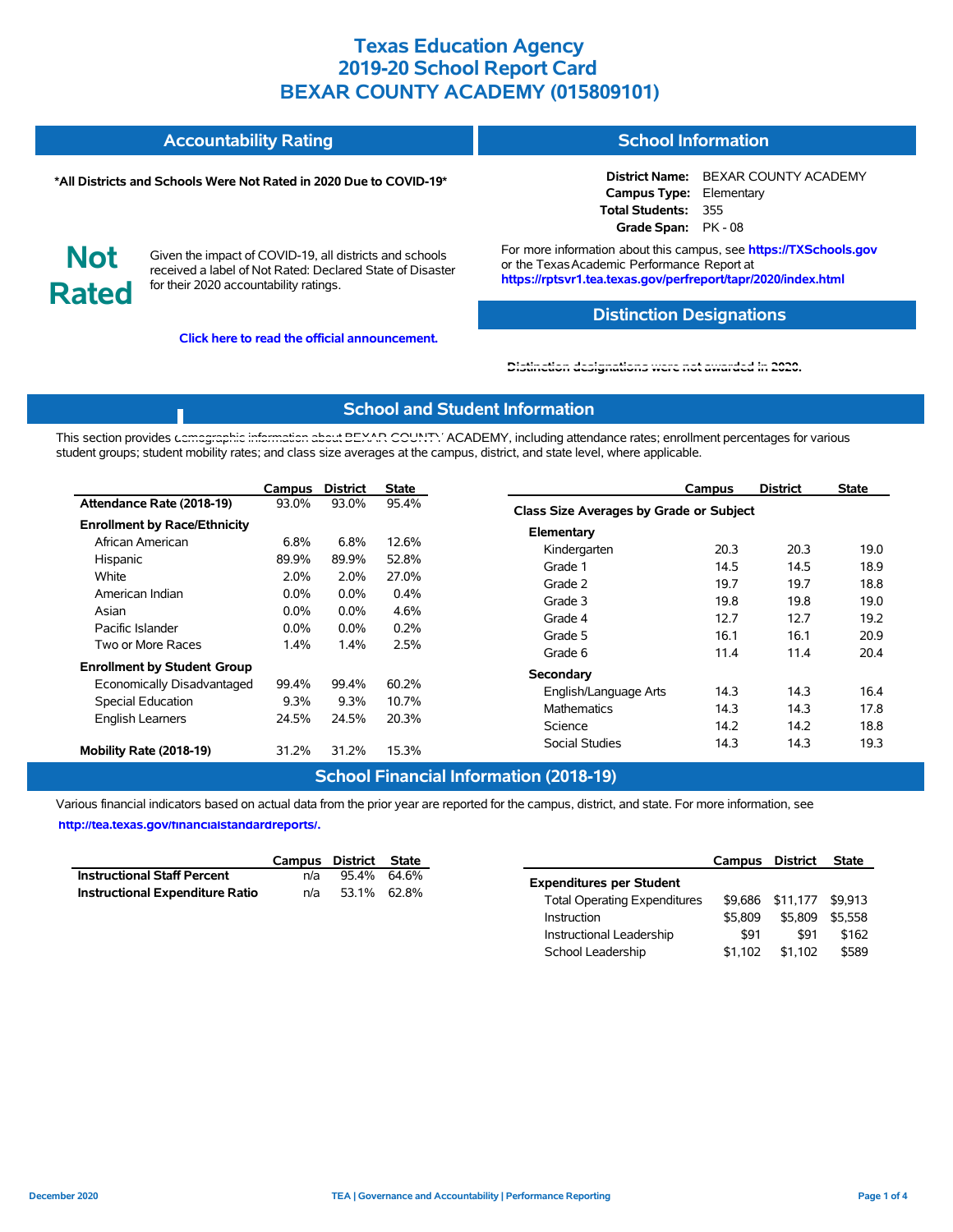# Texas Education Agency
# 2019-20 School Report Card
# BEXAR COUNTY ACADEMY (015809101)

## Accountability Rating

**\*All Districts and Schools Were Not Rated in 2020 Due to COVID-19\***

**Not Rated**

Given the impact of COVID-19, all districts and schools received a label of Not Rated: Declared State of Disaster for their 2020 accountability ratings.

**Click here to read the official announcement.**

## School Information

**District Name:** BEXAR COUNTY ACADEMY
**Campus Type:** Elementary
**Total Students:** 355
**Grade Span:** PK - 08

For more information about this campus, see **https://TXSchools.gov** or the Texas Academic Performance Report at **https://rptsvr1.tea.texas.gov/perfreport/tapr/2020/index.html**

## Distinction Designations

Distinction designations were not awarded in 2020.

## School and Student Information

This section provides demographic information about BEXAR COUNTY ACADEMY, including attendance rates; enrollment percentages for various student groups; student mobility rates; and class size averages at the campus, district, and state level, where applicable.

| | Campus | District | State |
|---|---|---|---|
| **Attendance Rate (2018-19)** | 93.0% | 93.0% | 95.4% |
| **Enrollment by Race/Ethnicity** | | | |
| African American | 6.8% | 6.8% | 12.6% |
| Hispanic | 89.9% | 89.9% | 52.8% |
| White | 2.0% | 2.0% | 27.0% |
| American Indian | 0.0% | 0.0% | 0.4% |
| Asian | 0.0% | 0.0% | 4.6% |
| Pacific Islander | 0.0% | 0.0% | 0.2% |
| Two or More Races | 1.4% | 1.4% | 2.5% |
| **Enrollment by Student Group** | | | |
| Economically Disadvantaged | 99.4% | 99.4% | 60.2% |
| Special Education | 9.3% | 9.3% | 10.7% |
| English Learners | 24.5% | 24.5% | 20.3% |
| **Mobility Rate (2018-19)** | 31.2% | 31.2% | 15.3% |

| | Campus | District | State |
|---|---|---|---|
| **Class Size Averages by Grade or Subject** | | | |
| **Elementary** | | | |
| Kindergarten | 20.3 | 20.3 | 19.0 |
| Grade 1 | 14.5 | 14.5 | 18.9 |
| Grade 2 | 19.7 | 19.7 | 18.8 |
| Grade 3 | 19.8 | 19.8 | 19.0 |
| Grade 4 | 12.7 | 12.7 | 19.2 |
| Grade 5 | 16.1 | 16.1 | 20.9 |
| Grade 6 | 11.4 | 11.4 | 20.4 |
| **Secondary** | | | |
| English/Language Arts | 14.3 | 14.3 | 16.4 |
| Mathematics | 14.3 | 14.3 | 17.8 |
| Science | 14.2 | 14.2 | 18.8 |
| Social Studies | 14.3 | 14.3 | 19.3 |

## School Financial Information (2018-19)

Various financial indicators based on actual data from the prior year are reported for the campus, district, and state. For more information, see **http://tea.texas.gov/financialstandardreports/**.

| | Campus | District | State |
|---|---|---|---|
| **Instructional Staff Percent** | n/a | 95.4% | 64.6% |
| **Instructional Expenditure Ratio** | n/a | 53.1% | 62.8% |

| | Campus | District | State |
|---|---|---|---|
| **Expenditures per Student** | | | |
| Total Operating Expenditures | $9,686 | $11,177 | $9,913 |
| Instruction | $5,809 | $5,809 | $5,558 |
| Instructional Leadership | $91 | $91 | $162 |
| School Leadership | $1,102 | $1,102 | $589 |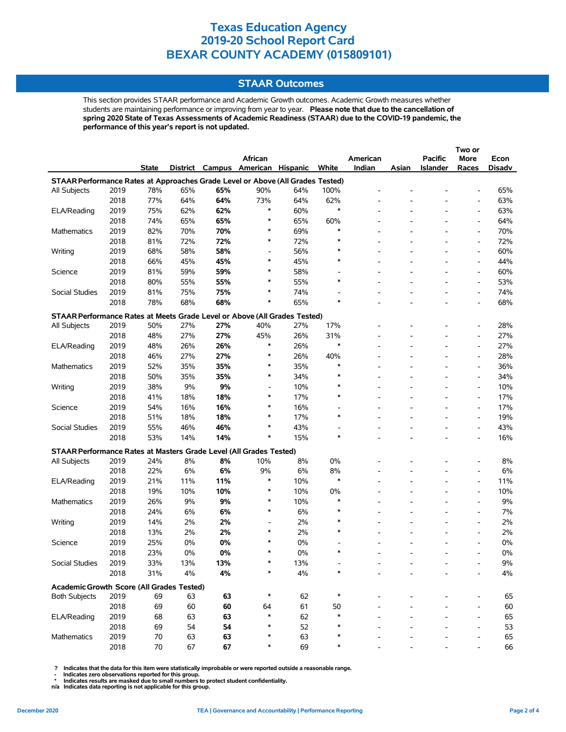# Texas Education Agency
# 2019-20 School Report Card
# BEXAR COUNTY ACADEMY (015809101)

## STAAR Outcomes

This section provides STAAR performance and Academic Growth outcomes. Academic Growth measures whether students are maintaining performance or improving from year to year. **Please note that due to the cancellation of spring 2020 State of Texas Assessments of Academic Readiness (STAAR) due to the COVID-19 pandemic, the performance of this year's report is not updated.**

| | | State | District | Campus | African American | Hispanic | White | American Indian | Asian | Pacific Islander | Two or More Races | Econ Disadv |
|---|---|---|---|---|---|---|---|---|---|---|---|---|
| **STAAR Performance Rates at Approaches Grade Level or Above (All Grades Tested)** | | | | | | | | | | | | |
| All Subjects | 2019 | 78% | 65% | **65%** | 90% | 64% | 100% | - | - | - | - | 65% |
| | 2018 | 77% | 64% | **64%** | 73% | 64% | 62% | - | - | - | - | 63% |
| ELA/Reading | 2019 | 75% | 62% | **62%** | * | 60% | * | - | - | - | - | 63% |
| | 2018 | 74% | 65% | **65%** | * | 65% | 60% | - | - | - | - | 64% |
| Mathematics | 2019 | 82% | 70% | **70%** | * | 69% | * | - | - | - | - | 70% |
| | 2018 | 81% | 72% | **72%** | * | 72% | * | - | - | - | - | 72% |
| Writing | 2019 | 68% | 58% | **58%** | - | 56% | * | - | - | - | - | 60% |
| | 2018 | 66% | 45% | **45%** | * | 45% | * | - | - | - | - | 44% |
| Science | 2019 | 81% | 59% | **59%** | * | 58% | - | - | - | - | - | 60% |
| | 2018 | 80% | 55% | **55%** | * | 55% | * | - | - | - | - | 53% |
| Social Studies | 2019 | 81% | 75% | **75%** | * | 74% | - | - | - | - | - | 74% |
| | 2018 | 78% | 68% | **68%** | * | 65% | * | - | - | - | - | 68% |
| **STAAR Performance Rates at Meets Grade Level or Above (All Grades Tested)** | | | | | | | | | | | | |
| All Subjects | 2019 | 50% | 27% | **27%** | 40% | 27% | 17% | - | - | - | - | 28% |
| | 2018 | 48% | 27% | **27%** | 45% | 26% | 31% | - | - | - | - | 27% |
| ELA/Reading | 2019 | 48% | 26% | **26%** | * | 26% | * | - | - | - | - | 27% |
| | 2018 | 46% | 27% | **27%** | * | 26% | 40% | - | - | - | - | 28% |
| Mathematics | 2019 | 52% | 35% | **35%** | * | 35% | * | - | - | - | - | 36% |
| | 2018 | 50% | 35% | **35%** | * | 34% | * | - | - | - | - | 34% |
| Writing | 2019 | 38% | 9% | **9%** | - | 10% | * | - | - | - | - | 10% |
| | 2018 | 41% | 18% | **18%** | * | 17% | * | - | - | - | - | 17% |
| Science | 2019 | 54% | 16% | **16%** | * | 16% | - | - | - | - | - | 17% |
| | 2018 | 51% | 18% | **18%** | * | 17% | * | - | - | - | - | 19% |
| Social Studies | 2019 | 55% | 46% | **46%** | * | 43% | - | - | - | - | - | 43% |
| | 2018 | 53% | 14% | **14%** | * | 15% | * | - | - | - | - | 16% |
| **STAAR Performance Rates at Masters Grade Level (All Grades Tested)** | | | | | | | | | | | | |
| All Subjects | 2019 | 24% | 8% | **8%** | 10% | 8% | 0% | - | - | - | - | 8% |
| | 2018 | 22% | 6% | **6%** | 9% | 6% | 8% | - | - | - | - | 6% |
| ELA/Reading | 2019 | 21% | 11% | **11%** | * | 10% | * | - | - | - | - | 11% |
| | 2018 | 19% | 10% | **10%** | * | 10% | 0% | - | - | - | - | 10% |
| Mathematics | 2019 | 26% | 9% | **9%** | * | 10% | * | - | - | - | - | 9% |
| | 2018 | 24% | 6% | **6%** | * | 6% | * | - | - | - | - | 7% |
| Writing | 2019 | 14% | 2% | **2%** | - | 2% | * | - | - | - | - | 2% |
| | 2018 | 13% | 2% | **2%** | * | 2% | * | - | - | - | - | 2% |
| Science | 2019 | 25% | 0% | **0%** | * | 0% | - | - | - | - | - | 0% |
| | 2018 | 23% | 0% | **0%** | * | 0% | * | - | - | - | - | 0% |
| Social Studies | 2019 | 33% | 13% | **13%** | * | 13% | - | - | - | - | - | 9% |
| | 2018 | 31% | 4% | **4%** | * | 4% | * | - | - | - | - | 4% |
| **Academic Growth Score (All Grades Tested)** | | | | | | | | | | | | |
| Both Subjects | 2019 | 69 | 63 | **63** | * | 62 | * | - | - | - | - | 65 |
| | 2018 | 69 | 60 | **60** | 64 | 61 | 50 | - | - | - | - | 60 |
| ELA/Reading | 2019 | 68 | 63 | **63** | * | 62 | * | - | - | - | - | 65 |
| | 2018 | 69 | 54 | **54** | * | 52 | * | - | - | - | - | 53 |
| Mathematics | 2019 | 70 | 63 | **63** | * | 63 | * | - | - | - | - | 65 |
| | 2018 | 70 | 67 | **67** | * | 69 | * | - | - | - | - | 66 |

**?** Indicates that the data for this item were statistically improbable or were reported outside a reasonable range.
**-** Indicates zero observations reported for this group.
**\*** Indicates results are masked due to small numbers to protect student confidentiality.
**n/a** Indicates data reporting is not applicable for this group.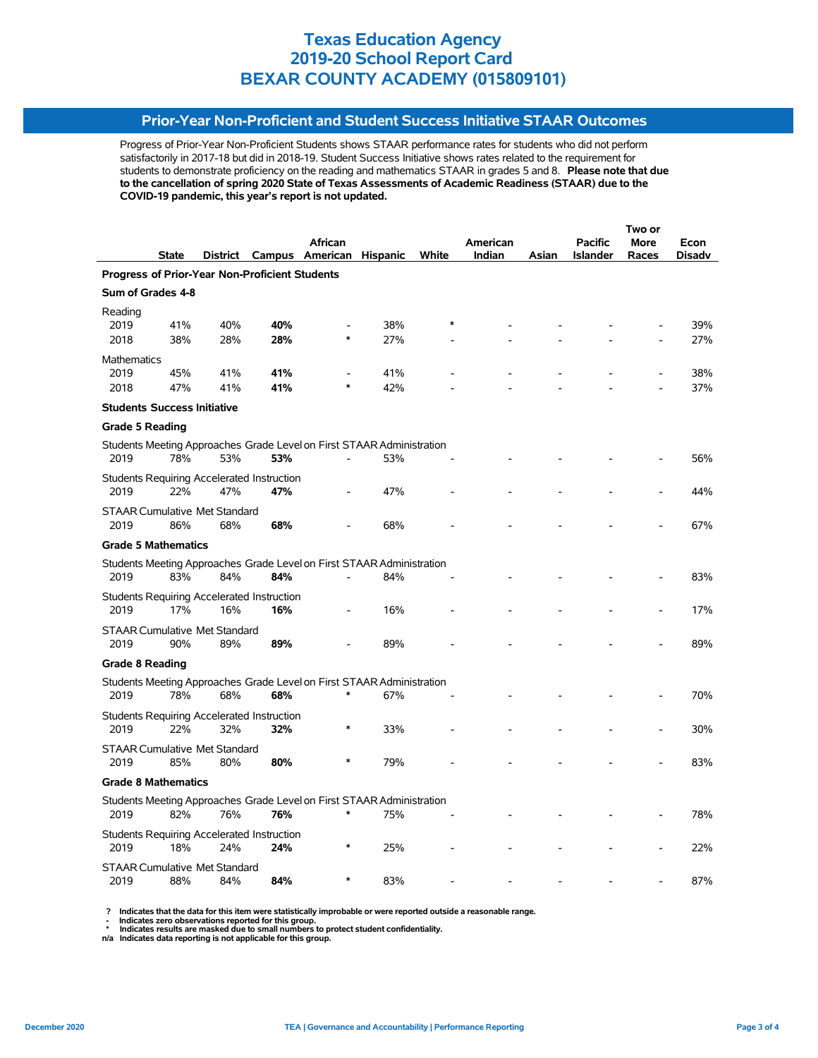# Texas Education Agency
# 2019-20 School Report Card
# BEXAR COUNTY ACADEMY (015809101)

## Prior-Year Non-Proficient and Student Success Initiative STAAR Outcomes

Progress of Prior-Year Non-Proficient Students shows STAAR performance rates for students who did not perform satisfactorily in 2017-18 but did in 2018-19. Student Success Initiative shows rates related to the requirement for students to demonstrate proficiency on the reading and mathematics STAAR in grades 5 and 8. **Please note that due to the cancellation of spring 2020 State of Texas Assessments of Academic Readiness (STAAR) due to the COVID-19 pandemic, this year's report is not updated.**

| | State | District | Campus | African American | Hispanic | White | American Indian | Asian | Pacific Islander | Two or More Races | Econ Disadv |
|---|---|---|---|---|---|---|---|---|---|---|---|
| **Progress of Prior-Year Non-Proficient Students** | | | | | | | | | | | |
| **Sum of Grades 4-8** | | | | | | | | | | | |
| Reading | | | | | | | | | | | |
| 2019 | 41% | 40% | **40%** | - | 38% | * | - | - | - | - | 39% |
| 2018 | 38% | 28% | **28%** | * | 27% | - | - | - | - | - | 27% |
| Mathematics | | | | | | | | | | | |
| 2019 | 45% | 41% | **41%** | - | 41% | - | - | - | - | - | 38% |
| 2018 | 47% | 41% | **41%** | * | 42% | - | - | - | - | - | 37% |
| **Students Success Initiative** | | | | | | | | | | | |
| **Grade 5 Reading** | | | | | | | | | | | |
| Students Meeting Approaches Grade Level on First STAAR Administration | | | | | | | | | | | |
| 2019 | 78% | 53% | **53%** | - | 53% | - | - | - | - | - | 56% |
| Students Requiring Accelerated Instruction | | | | | | | | | | | |
| 2019 | 22% | 47% | **47%** | - | 47% | - | - | - | - | - | 44% |
| STAAR Cumulative Met Standard | | | | | | | | | | | |
| 2019 | 86% | 68% | **68%** | - | 68% | - | - | - | - | - | 67% |
| **Grade 5 Mathematics** | | | | | | | | | | | |
| Students Meeting Approaches Grade Level on First STAAR Administration | | | | | | | | | | | |
| 2019 | 83% | 84% | **84%** | - | 84% | - | - | - | - | - | 83% |
| Students Requiring Accelerated Instruction | | | | | | | | | | | |
| 2019 | 17% | 16% | **16%** | - | 16% | - | - | - | - | - | 17% |
| STAAR Cumulative Met Standard | | | | | | | | | | | |
| 2019 | 90% | 89% | **89%** | - | 89% | - | - | - | - | - | 89% |
| **Grade 8 Reading** | | | | | | | | | | | |
| Students Meeting Approaches Grade Level on First STAAR Administration | | | | | | | | | | | |
| 2019 | 78% | 68% | **68%** | * | 67% | - | - | - | - | - | 70% |
| Students Requiring Accelerated Instruction | | | | | | | | | | | |
| 2019 | 22% | 32% | **32%** | * | 33% | - | - | - | - | - | 30% |
| STAAR Cumulative Met Standard | | | | | | | | | | | |
| 2019 | 85% | 80% | **80%** | * | 79% | - | - | - | - | - | 83% |
| **Grade 8 Mathematics** | | | | | | | | | | | |
| Students Meeting Approaches Grade Level on First STAAR Administration | | | | | | | | | | | |
| 2019 | 82% | 76% | **76%** | * | 75% | - | - | - | - | - | 78% |
| Students Requiring Accelerated Instruction | | | | | | | | | | | |
| 2019 | 18% | 24% | **24%** | * | 25% | - | - | - | - | - | 22% |
| STAAR Cumulative Met Standard | | | | | | | | | | | |
| 2019 | 88% | 84% | **84%** | * | 83% | - | - | - | - | - | 87% |

**?** Indicates that the data for this item were statistically improbable or were reported outside a reasonable range.
**-** Indicates zero observations reported for this group.
**\*** Indicates results are masked due to small numbers to protect student confidentiality.
**n/a** Indicates data reporting is not applicable for this group.